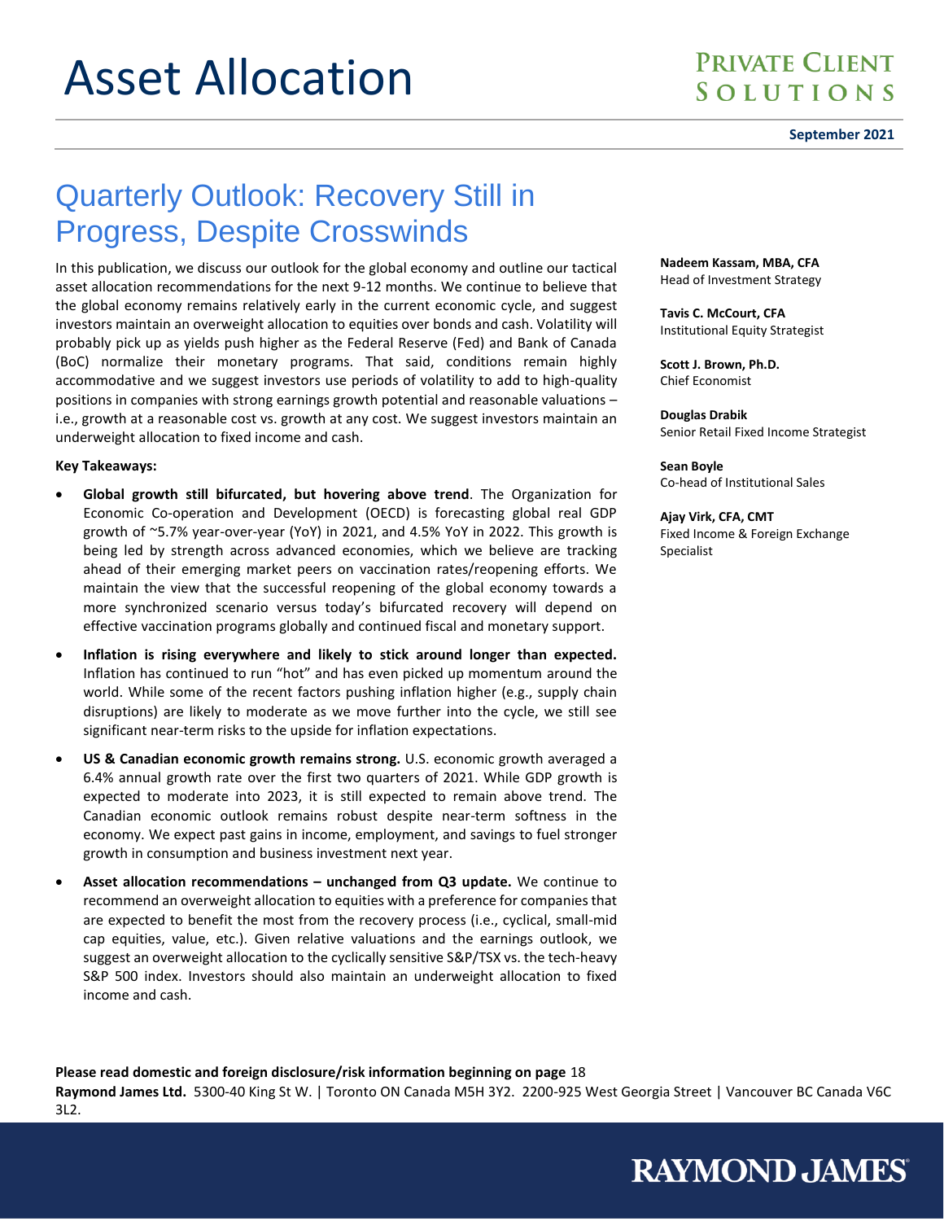# Asset Allocation

**Private Client Solutions**

**September 2021**

## Quarterly Outlook: Recovery Still in Progress, Despite Crosswinds

**Nadeem Kassam, MBA, CFA**
Head of Investment Strategy

**Tavis C. McCourt, CFA**
Institutional Equity Strategist

**Scott J. Brown, Ph.D.**
Chief Economist

**Douglas Drabik**
Senior Retail Fixed Income Strategist

**Sean Boyle**
Co-head of Institutional Sales

**Ajay Virk, CFA, CMT**
Fixed Income & Foreign Exchange Specialist

In this publication, we discuss our outlook for the global economy and outline our tactical asset allocation recommendations for the next 9-12 months. We continue to believe that the global economy remains relatively early in the current economic cycle, and suggest investors maintain an overweight allocation to equities over bonds and cash. Volatility will probably pick up as yields push higher as the Federal Reserve (Fed) and Bank of Canada (BoC) normalize their monetary programs. That said, conditions remain highly accommodative and we suggest investors use periods of volatility to add to high-quality positions in companies with strong earnings growth potential and reasonable valuations – i.e., growth at a reasonable cost vs. growth at any cost. We suggest investors maintain an underweight allocation to fixed income and cash.

**Key Takeaways:**

- **Global growth still bifurcated, but hovering above trend**. The Organization for Economic Co-operation and Development (OECD) is forecasting global real GDP growth of ~5.7% year-over-year (YoY) in 2021, and 4.5% YoY in 2022. This growth is being led by strength across advanced economies, which we believe are tracking ahead of their emerging market peers on vaccination rates/reopening efforts. We maintain the view that the successful reopening of the global economy towards a more synchronized scenario versus today's bifurcated recovery will depend on effective vaccination programs globally and continued fiscal and monetary support.
- **Inflation is rising everywhere and likely to stick around longer than expected.** Inflation has continued to run "hot" and has even picked up momentum around the world. While some of the recent factors pushing inflation higher (e.g., supply chain disruptions) are likely to moderate as we move further into the cycle, we still see significant near-term risks to the upside for inflation expectations.
- **US & Canadian economic growth remains strong.** U.S. economic growth averaged a 6.4% annual growth rate over the first two quarters of 2021. While GDP growth is expected to moderate into 2023, it is still expected to remain above trend. The Canadian economic outlook remains robust despite near-term softness in the economy. We expect past gains in income, employment, and savings to fuel stronger growth in consumption and business investment next year.
- **Asset allocation recommendations – unchanged from Q3 update.** We continue to recommend an overweight allocation to equities with a preference for companies that are expected to benefit the most from the recovery process (i.e., cyclical, small-mid cap equities, value, etc.). Given relative valuations and the earnings outlook, we suggest an overweight allocation to the cyclically sensitive S&P/TSX vs. the tech-heavy S&P 500 index. Investors should also maintain an underweight allocation to fixed income and cash.

**Please read domestic and foreign disclosure/risk information beginning on page** 18

**Raymond James Ltd.** 5300-40 King St W. | Toronto ON Canada M5H 3Y2. 2200-925 West Georgia Street | Vancouver BC Canada V6C 3L2.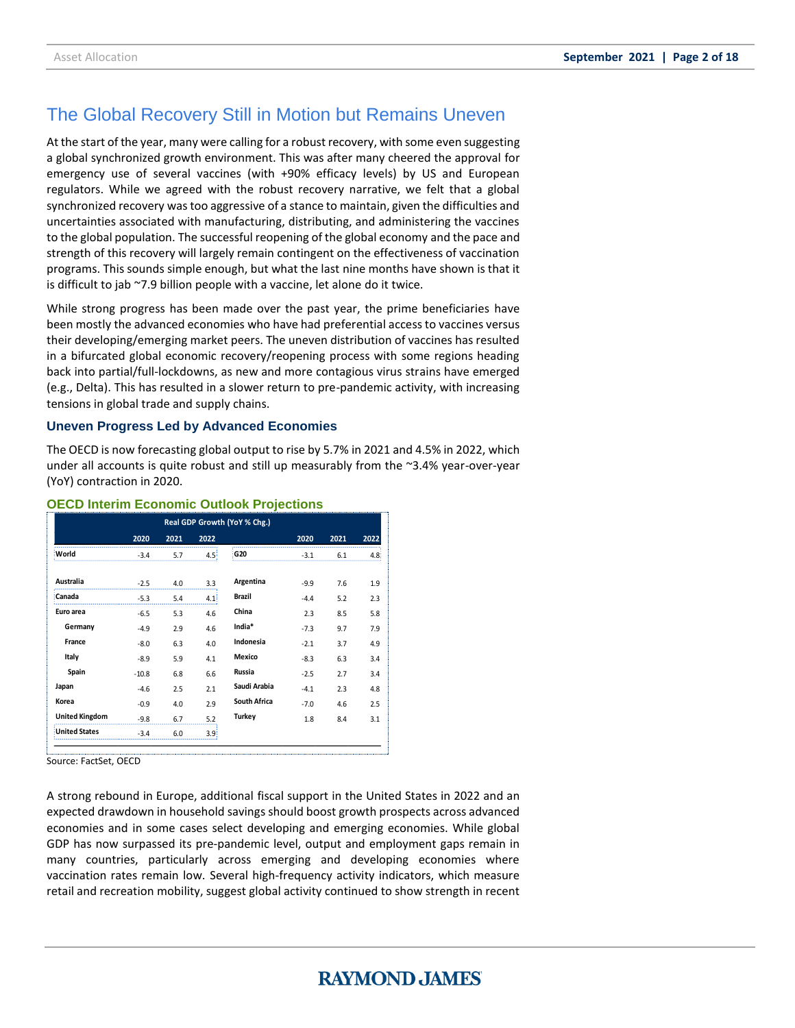## The Global Recovery Still in Motion but Remains Uneven

At the start of the year, many were calling for a robust recovery, with some even suggesting a global synchronized growth environment. This was after many cheered the approval for emergency use of several vaccines (with +90% efficacy levels) by US and European regulators. While we agreed with the robust recovery narrative, we felt that a global synchronized recovery was too aggressive of a stance to maintain, given the difficulties and uncertainties associated with manufacturing, distributing, and administering the vaccines to the global population. The successful reopening of the global economy and the pace and strength of this recovery will largely remain contingent on the effectiveness of vaccination programs. This sounds simple enough, but what the last nine months have shown is that it is difficult to jab ~7.9 billion people with a vaccine, let alone do it twice.

While strong progress has been made over the past year, the prime beneficiaries have been mostly the advanced economies who have had preferential access to vaccines versus their developing/emerging market peers. The uneven distribution of vaccines has resulted in a bifurcated global economic recovery/reopening process with some regions heading back into partial/full-lockdowns, as new and more contagious virus strains have emerged (e.g., Delta). This has resulted in a slower return to pre-pandemic activity, with increasing tensions in global trade and supply chains.

### Uneven Progress Led by Advanced Economies

The OECD is now forecasting global output to rise by 5.7% in 2021 and 4.5% in 2022, which under all accounts is quite robust and still up measurably from the ~3.4% year-over-year (YoY) contraction in 2020.

**OECD Interim Economic Outlook Projections**

| Real GDP Growth (YoY % Chg.) | | | | | | | |
|---|---|---|---|---|---|---|---|
| | 2020 | 2021 | 2022 | | 2020 | 2021 | 2022 |
| World | -3.4 | 5.7 | 4.5 | G20 | -3.1 | 6.1 | 4.8 |
| Australia | -2.5 | 4.0 | 3.3 | Argentina | -9.9 | 7.6 | 1.9 |
| Canada | -5.3 | 5.4 | 4.1 | Brazil | -4.4 | 5.2 | 2.3 |
| Euro area | -6.5 | 5.3 | 4.6 | China | 2.3 | 8.5 | 5.8 |
| Germany | -4.9 | 2.9 | 4.6 | India* | -7.3 | 9.7 | 7.9 |
| France | -8.0 | 6.3 | 4.0 | Indonesia | -2.1 | 3.7 | 4.9 |
| Italy | -8.9 | 5.9 | 4.1 | Mexico | -8.3 | 6.3 | 3.4 |
| Spain | -10.8 | 6.8 | 6.6 | Russia | -2.5 | 2.7 | 3.4 |
| Japan | -4.6 | 2.5 | 2.1 | Saudi Arabia | -4.1 | 2.3 | 4.8 |
| Korea | -0.9 | 4.0 | 2.9 | South Africa | -7.0 | 4.6 | 2.5 |
| United Kingdom | -9.8 | 6.7 | 5.2 | Turkey | 1.8 | 8.4 | 3.1 |
| United States | -3.4 | 6.0 | 3.9 | | | | |

Source: FactSet, OECD

A strong rebound in Europe, additional fiscal support in the United States in 2022 and an expected drawdown in household savings should boost growth prospects across advanced economies and in some cases select developing and emerging economies. While global GDP has now surpassed its pre-pandemic level, output and employment gaps remain in many countries, particularly across emerging and developing economies where vaccination rates remain low. Several high-frequency activity indicators, which measure retail and recreation mobility, suggest global activity continued to show strength in recent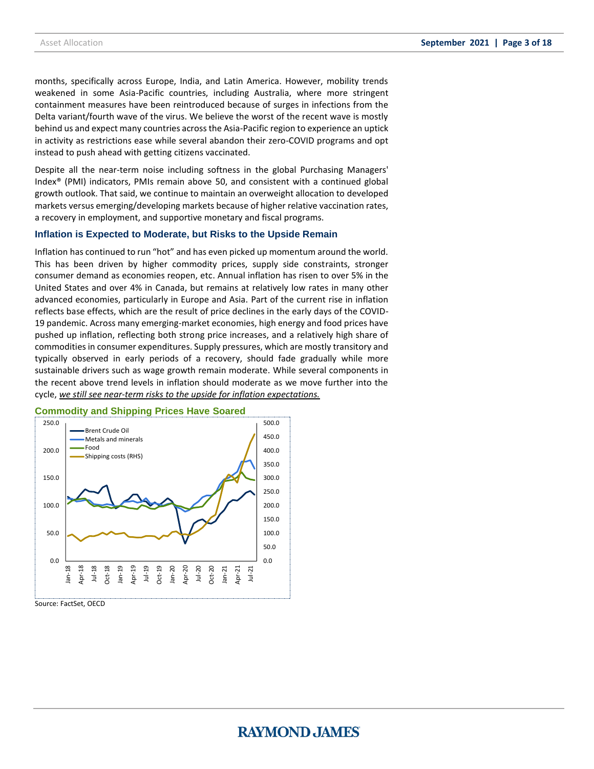months, specifically across Europe, India, and Latin America. However, mobility trends weakened in some Asia-Pacific countries, including Australia, where more stringent containment measures have been reintroduced because of surges in infections from the Delta variant/fourth wave of the virus. We believe the worst of the recent wave is mostly behind us and expect many countries across the Asia-Pacific region to experience an uptick in activity as restrictions ease while several abandon their zero-COVID programs and opt instead to push ahead with getting citizens vaccinated.

Despite all the near-term noise including softness in the global Purchasing Managers' Index® (PMI) indicators, PMIs remain above 50, and consistent with a continued global growth outlook. That said, we continue to maintain an overweight allocation to developed markets versus emerging/developing markets because of higher relative vaccination rates, a recovery in employment, and supportive monetary and fiscal programs.

### Inflation is Expected to Moderate, but Risks to the Upside Remain

Inflation has continued to run "hot" and has even picked up momentum around the world. This has been driven by higher commodity prices, supply side constraints, stronger consumer demand as economies reopen, etc. Annual inflation has risen to over 5% in the United States and over 4% in Canada, but remains at relatively low rates in many other advanced economies, particularly in Europe and Asia. Part of the current rise in inflation reflects base effects, which are the result of price declines in the early days of the COVID-19 pandemic. Across many emerging-market economies, high energy and food prices have pushed up inflation, reflecting both strong price increases, and a relatively high share of commodities in consumer expenditures. Supply pressures, which are mostly transitory and typically observed in early periods of a recovery, should fade gradually while more sustainable drivers such as wage growth remain moderate. While several components in the recent above trend levels in inflation should moderate as we move further into the cycle, *we still see near-term risks to the upside for inflation expectations.*

**Commodity and Shipping Prices Have Soared**

Source: FactSet, OECD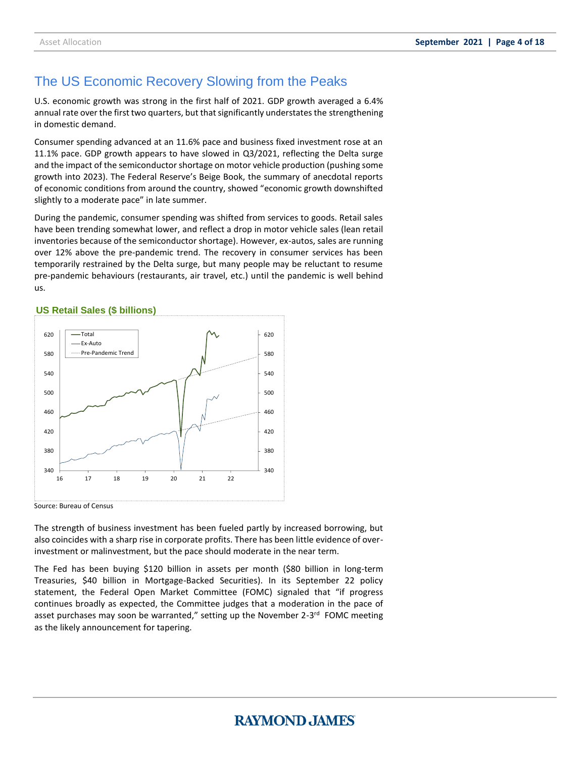## The US Economic Recovery Slowing from the Peaks

U.S. economic growth was strong in the first half of 2021. GDP growth averaged a 6.4% annual rate over the first two quarters, but that significantly understates the strengthening in domestic demand.

Consumer spending advanced at an 11.6% pace and business fixed investment rose at an 11.1% pace. GDP growth appears to have slowed in Q3/2021, reflecting the Delta surge and the impact of the semiconductor shortage on motor vehicle production (pushing some growth into 2023). The Federal Reserve's Beige Book, the summary of anecdotal reports of economic conditions from around the country, showed "economic growth downshifted slightly to a moderate pace" in late summer.

During the pandemic, consumer spending was shifted from services to goods. Retail sales have been trending somewhat lower, and reflect a drop in motor vehicle sales (lean retail inventories because of the semiconductor shortage). However, ex-autos, sales are running over 12% above the pre-pandemic trend. The recovery in consumer services has been temporarily restrained by the Delta surge, but many people may be reluctant to resume pre-pandemic behaviours (restaurants, air travel, etc.) until the pandemic is well behind us.

**US Retail Sales ($ billions)**

Source: Bureau of Census

The strength of business investment has been fueled partly by increased borrowing, but also coincides with a sharp rise in corporate profits. There has been little evidence of over-investment or malinvestment, but the pace should moderate in the near term.

The Fed has been buying $120 billion in assets per month ($80 billion in long-term Treasuries, $40 billion in Mortgage-Backed Securities). In its September 22 policy statement, the Federal Open Market Committee (FOMC) signaled that "if progress continues broadly as expected, the Committee judges that a moderation in the pace of asset purchases may soon be warranted," setting up the November 2-3rd FOMC meeting as the likely announcement for tapering.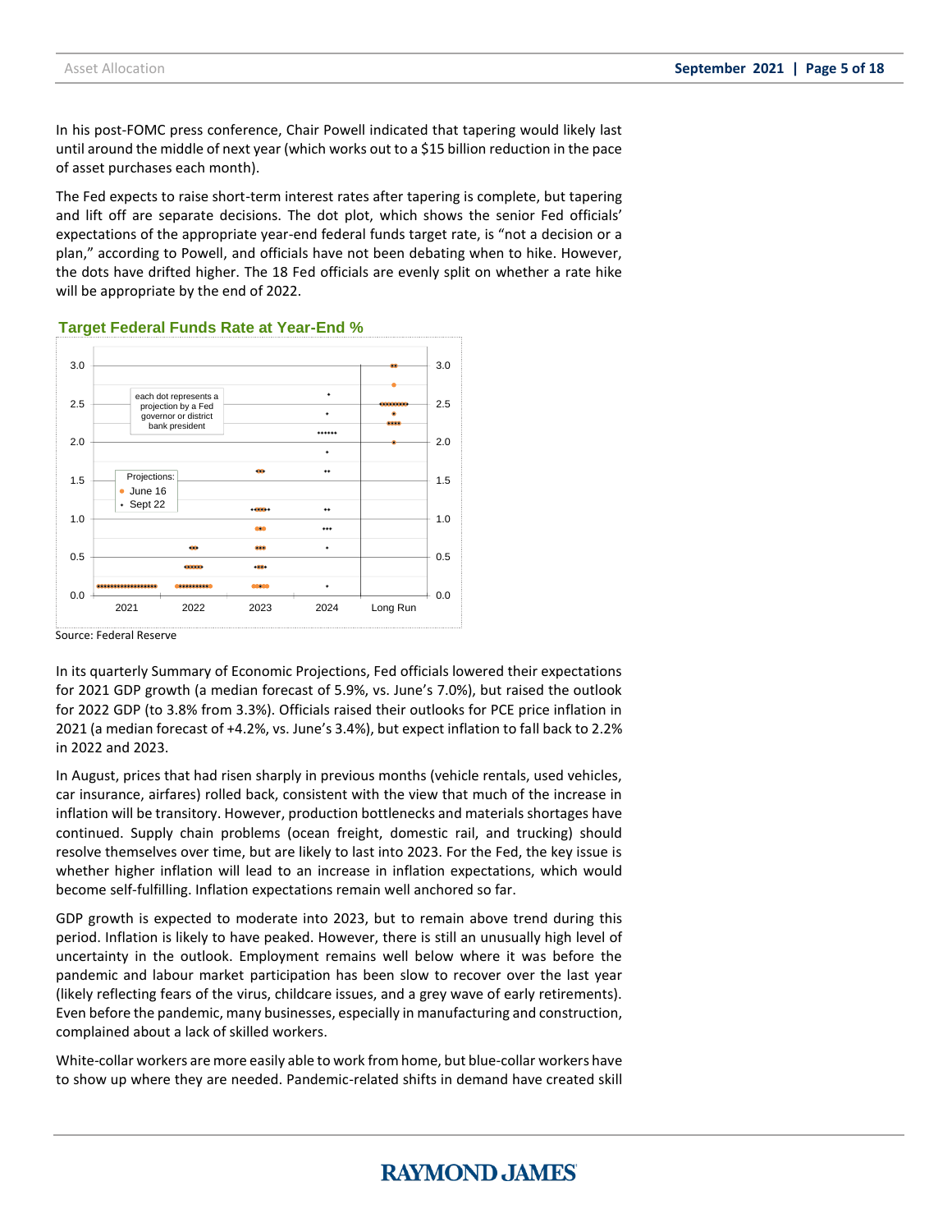In his post-FOMC press conference, Chair Powell indicated that tapering would likely last until around the middle of next year (which works out to a $15 billion reduction in the pace of asset purchases each month).

The Fed expects to raise short-term interest rates after tapering is complete, but tapering and lift off are separate decisions. The dot plot, which shows the senior Fed officials' expectations of the appropriate year-end federal funds target rate, is "not a decision or a plan," according to Powell, and officials have not been debating when to hike. However, the dots have drifted higher. The 18 Fed officials are evenly split on whether a rate hike will be appropriate by the end of 2022.

**Target Federal Funds Rate at Year-End %**

Source: Federal Reserve

In its quarterly Summary of Economic Projections, Fed officials lowered their expectations for 2021 GDP growth (a median forecast of 5.9%, vs. June's 7.0%), but raised the outlook for 2022 GDP (to 3.8% from 3.3%). Officials raised their outlooks for PCE price inflation in 2021 (a median forecast of +4.2%, vs. June's 3.4%), but expect inflation to fall back to 2.2% in 2022 and 2023.

In August, prices that had risen sharply in previous months (vehicle rentals, used vehicles, car insurance, airfares) rolled back, consistent with the view that much of the increase in inflation will be transitory. However, production bottlenecks and materials shortages have continued. Supply chain problems (ocean freight, domestic rail, and trucking) should resolve themselves over time, but are likely to last into 2023. For the Fed, the key issue is whether higher inflation will lead to an increase in inflation expectations, which would become self-fulfilling. Inflation expectations remain well anchored so far.

GDP growth is expected to moderate into 2023, but to remain above trend during this period. Inflation is likely to have peaked. However, there is still an unusually high level of uncertainty in the outlook. Employment remains well below where it was before the pandemic and labour market participation has been slow to recover over the last year (likely reflecting fears of the virus, childcare issues, and a grey wave of early retirements). Even before the pandemic, many businesses, especially in manufacturing and construction, complained about a lack of skilled workers.

White-collar workers are more easily able to work from home, but blue-collar workers have to show up where they are needed. Pandemic-related shifts in demand have created skill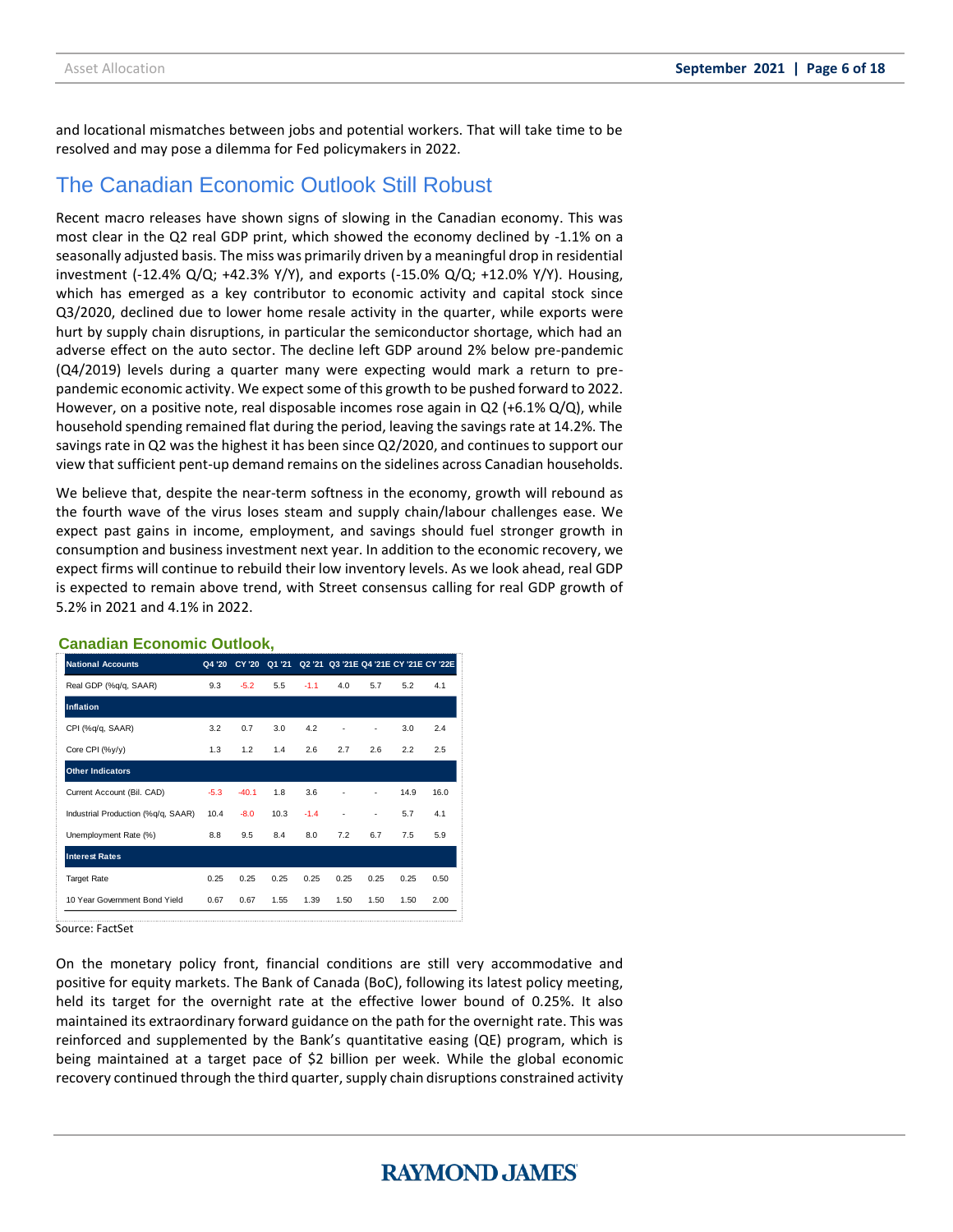and locational mismatches between jobs and potential workers. That will take time to be resolved and may pose a dilemma for Fed policymakers in 2022.

## The Canadian Economic Outlook Still Robust

Recent macro releases have shown signs of slowing in the Canadian economy. This was most clear in the Q2 real GDP print, which showed the economy declined by -1.1% on a seasonally adjusted basis. The miss was primarily driven by a meaningful drop in residential investment (-12.4% Q/Q; +42.3% Y/Y), and exports (-15.0% Q/Q; +12.0% Y/Y). Housing, which has emerged as a key contributor to economic activity and capital stock since Q3/2020, declined due to lower home resale activity in the quarter, while exports were hurt by supply chain disruptions, in particular the semiconductor shortage, which had an adverse effect on the auto sector. The decline left GDP around 2% below pre-pandemic (Q4/2019) levels during a quarter many were expecting would mark a return to pre-pandemic economic activity. We expect some of this growth to be pushed forward to 2022. However, on a positive note, real disposable incomes rose again in Q2 (+6.1% Q/Q), while household spending remained flat during the period, leaving the savings rate at 14.2%. The savings rate in Q2 was the highest it has been since Q2/2020, and continues to support our view that sufficient pent-up demand remains on the sidelines across Canadian households.

We believe that, despite the near-term softness in the economy, growth will rebound as the fourth wave of the virus loses steam and supply chain/labour challenges ease. We expect past gains in income, employment, and savings should fuel stronger growth in consumption and business investment next year. In addition to the economic recovery, we expect firms will continue to rebuild their low inventory levels. As we look ahead, real GDP is expected to remain above trend, with Street consensus calling for real GDP growth of 5.2% in 2021 and 4.1% in 2022.

**Canadian Economic Outlook,**

| National Accounts | Q4 '20 | CY '20 | Q1 '21 | Q2 '21 | Q3 '21E | Q4 '21E | CY '21E | CY '22E |
|---|---|---|---|---|---|---|---|---|
| Real GDP (%q/q, SAAR) | 9.3 | -5.2 | 5.5 | -1.1 | 4.0 | 5.7 | 5.2 | 4.1 |
| **Inflation** | | | | | | | | |
| CPI (%q/q, SAAR) | 3.2 | 0.7 | 3.0 | 4.2 | - | - | 3.0 | 2.4 |
| Core CPI (%y/y) | 1.3 | 1.2 | 1.4 | 2.6 | 2.7 | 2.6 | 2.2 | 2.5 |
| **Other Indicators** | | | | | | | | |
| Current Account (Bil. CAD) | -5.3 | -40.1 | 1.8 | 3.6 | - | - | 14.9 | 16.0 |
| Industrial Production (%q/q, SAAR) | 10.4 | -8.0 | 10.3 | -1.4 | - | - | 5.7 | 4.1 |
| Unemployment Rate (%) | 8.8 | 9.5 | 8.4 | 8.0 | 7.2 | 6.7 | 7.5 | 5.9 |
| **Interest Rates** | | | | | | | | |
| Target Rate | 0.25 | 0.25 | 0.25 | 0.25 | 0.25 | 0.25 | 0.25 | 0.50 |
| 10 Year Government Bond Yield | 0.67 | 0.67 | 1.55 | 1.39 | 1.50 | 1.50 | 1.50 | 2.00 |

Source: FactSet

On the monetary policy front, financial conditions are still very accommodative and positive for equity markets. The Bank of Canada (BoC), following its latest policy meeting, held its target for the overnight rate at the effective lower bound of 0.25%. It also maintained its extraordinary forward guidance on the path for the overnight rate. This was reinforced and supplemented by the Bank's quantitative easing (QE) program, which is being maintained at a target pace of $2 billion per week. While the global economic recovery continued through the third quarter, supply chain disruptions constrained activity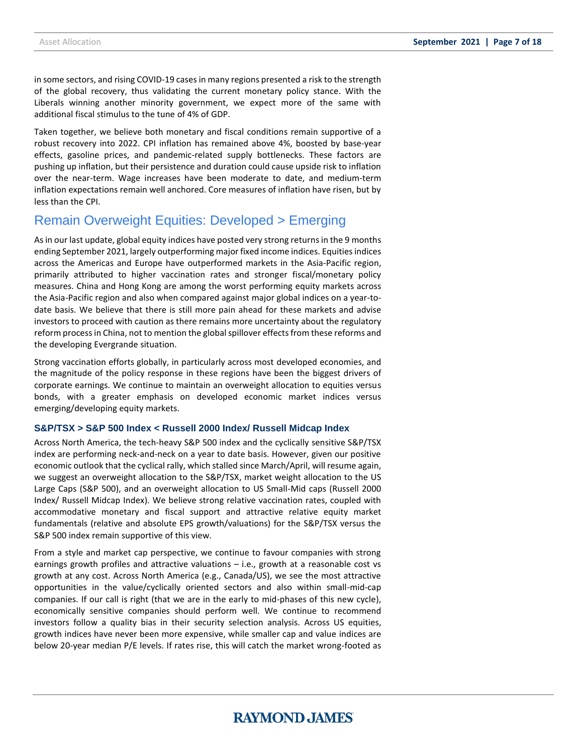in some sectors, and rising COVID-19 cases in many regions presented a risk to the strength of the global recovery, thus validating the current monetary policy stance. With the Liberals winning another minority government, we expect more of the same with additional fiscal stimulus to the tune of 4% of GDP.

Taken together, we believe both monetary and fiscal conditions remain supportive of a robust recovery into 2022. CPI inflation has remained above 4%, boosted by base-year effects, gasoline prices, and pandemic-related supply bottlenecks. These factors are pushing up inflation, but their persistence and duration could cause upside risk to inflation over the near-term. Wage increases have been moderate to date, and medium-term inflation expectations remain well anchored. Core measures of inflation have risen, but by less than the CPI.

## Remain Overweight Equities: Developed > Emerging

As in our last update, global equity indices have posted very strong returns in the 9 months ending September 2021, largely outperforming major fixed income indices. Equities indices across the Americas and Europe have outperformed markets in the Asia-Pacific region, primarily attributed to higher vaccination rates and stronger fiscal/monetary policy measures. China and Hong Kong are among the worst performing equity markets across the Asia-Pacific region and also when compared against major global indices on a year-to-date basis. We believe that there is still more pain ahead for these markets and advise investors to proceed with caution as there remains more uncertainty about the regulatory reform process in China, not to mention the global spillover effects from these reforms and the developing Evergrande situation.

Strong vaccination efforts globally, in particularly across most developed economies, and the magnitude of the policy response in these regions have been the biggest drivers of corporate earnings. We continue to maintain an overweight allocation to equities versus bonds, with a greater emphasis on developed economic market indices versus emerging/developing equity markets.

### S&P/TSX > S&P 500 Index < Russell 2000 Index/ Russell Midcap Index

Across North America, the tech-heavy S&P 500 index and the cyclically sensitive S&P/TSX index are performing neck-and-neck on a year to date basis. However, given our positive economic outlook that the cyclical rally, which stalled since March/April, will resume again, we suggest an overweight allocation to the S&P/TSX, market weight allocation to the US Large Caps (S&P 500), and an overweight allocation to US Small-Mid caps (Russell 2000 Index/ Russell Midcap Index). We believe strong relative vaccination rates, coupled with accommodative monetary and fiscal support and attractive relative equity market fundamentals (relative and absolute EPS growth/valuations) for the S&P/TSX versus the S&P 500 index remain supportive of this view.

From a style and market cap perspective, we continue to favour companies with strong earnings growth profiles and attractive valuations – i.e., growth at a reasonable cost vs growth at any cost. Across North America (e.g., Canada/US), we see the most attractive opportunities in the value/cyclically oriented sectors and also within small-mid-cap companies. If our call is right (that we are in the early to mid-phases of this new cycle), economically sensitive companies should perform well. We continue to recommend investors follow a quality bias in their security selection analysis. Across US equities, growth indices have never been more expensive, while smaller cap and value indices are below 20-year median P/E levels. If rates rise, this will catch the market wrong-footed as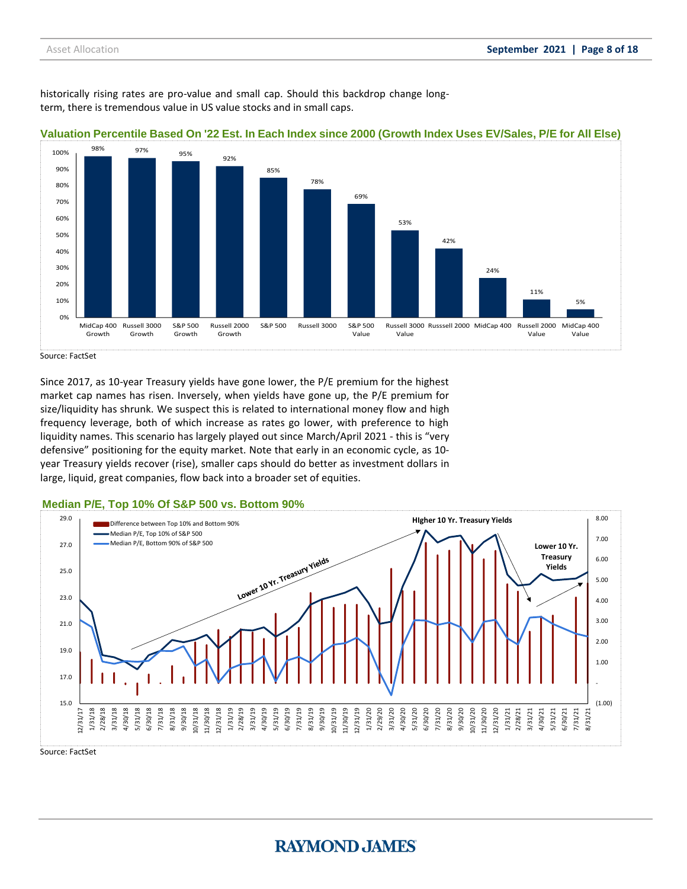historically rising rates are pro-value and small cap. Should this backdrop change long-term, there is tremendous value in US value stocks and in small caps.

**Valuation Percentile Based On '22 Est. In Each Index since 2000 (Growth Index Uses EV/Sales, P/E for All Else)**

| Index | Valuation Percentile |
|---|---|
| MidCap 400 Growth | 98% |
| Russell 3000 Growth | 97% |
| S&P 500 Growth | 95% |
| Russell 2000 Growth | 92% |
| S&P 500 | 85% |
| Russell 3000 | 78% |
| S&P 500 Value | 69% |
| Russell 3000 Value | 53% |
| Russsell 2000 | 42% |
| MidCap 400 | 24% |
| Russell 2000 Value | 11% |
| MidCap 400 Value | 5% |

Source: FactSet

Since 2017, as 10-year Treasury yields have gone lower, the P/E premium for the highest market cap names has risen. Inversely, when yields have gone up, the P/E premium for size/liquidity has shrunk. We suspect this is related to international money flow and high frequency leverage, both of which increase as rates go lower, with preference to high liquidity names. This scenario has largely played out since March/April 2021 - this is "very defensive" positioning for the equity market. Note that early in an economic cycle, as 10-year Treasury yields recover (rise), smaller caps should do better as investment dollars in large, liquid, great companies, flow back into a broader set of equities.

**Median P/E, Top 10% Of S&P 500 vs. Bottom 90%**

Legend: Difference between Top 10% and Bottom 90%; Median P/E, Top 10% of S&P 500; Median P/E, Bottom 90% of S&P 500

Annotations: Lower 10 Yr. Treasury Yields; HIgher 10 Yr. Treasury Yields; Lower 10 Yr. Treasury Yields

Source: FactSet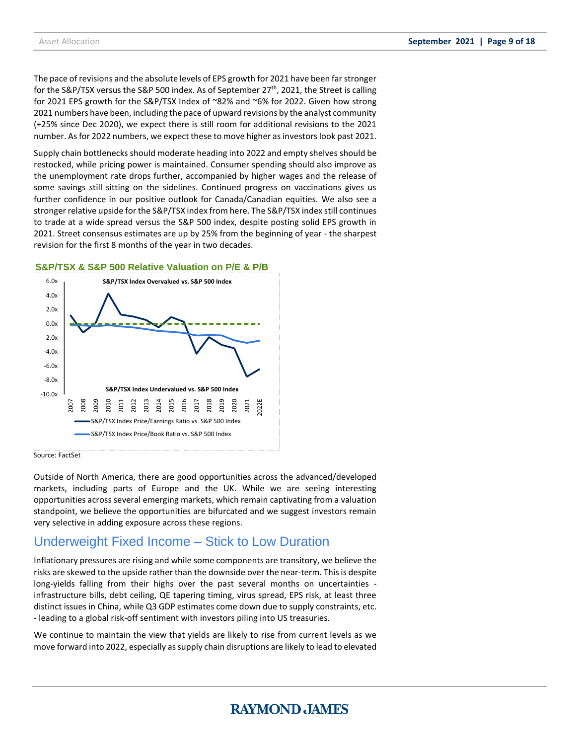The pace of revisions and the absolute levels of EPS growth for 2021 have been far stronger for the S&P/TSX versus the S&P 500 index. As of September 27th, 2021, the Street is calling for 2021 EPS growth for the S&P/TSX Index of ~82% and ~6% for 2022. Given how strong 2021 numbers have been, including the pace of upward revisions by the analyst community (+25% since Dec 2020), we expect there is still room for additional revisions to the 2021 number. As for 2022 numbers, we expect these to move higher as investors look past 2021.

Supply chain bottlenecks should moderate heading into 2022 and empty shelves should be restocked, while pricing power is maintained. Consumer spending should also improve as the unemployment rate drops further, accompanied by higher wages and the release of some savings still sitting on the sidelines. Continued progress on vaccinations gives us further confidence in our positive outlook for Canada/Canadian equities. We also see a stronger relative upside for the S&P/TSX index from here. The S&P/TSX index still continues to trade at a wide spread versus the S&P 500 index, despite posting solid EPS growth in 2021. Street consensus estimates are up by 25% from the beginning of year - the sharpest revision for the first 8 months of the year in two decades.

**S&P/TSX & S&P 500 Relative Valuation on P/E & P/B**

Source: FactSet

Outside of North America, there are good opportunities across the advanced/developed markets, including parts of Europe and the UK. While we are seeing interesting opportunities across several emerging markets, which remain captivating from a valuation standpoint, we believe the opportunities are bifurcated and we suggest investors remain very selective in adding exposure across these regions.

## Underweight Fixed Income – Stick to Low Duration

Inflationary pressures are rising and while some components are transitory, we believe the risks are skewed to the upside rather than the downside over the near-term. This is despite long-yields falling from their highs over the past several months on uncertainties - infrastructure bills, debt ceiling, QE tapering timing, virus spread, EPS risk, at least three distinct issues in China, while Q3 GDP estimates come down due to supply constraints, etc. - leading to a global risk-off sentiment with investors piling into US treasuries.

We continue to maintain the view that yields are likely to rise from current levels as we move forward into 2022, especially as supply chain disruptions are likely to lead to elevated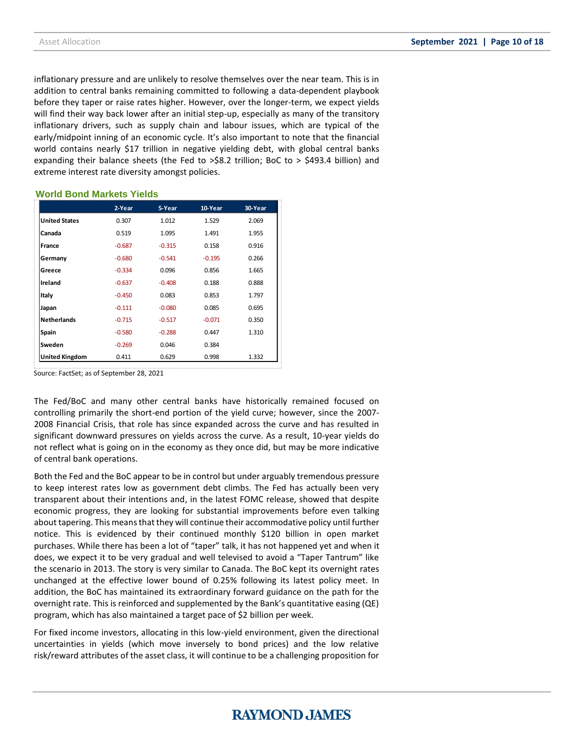inflationary pressure and are unlikely to resolve themselves over the near team. This is in addition to central banks remaining committed to following a data-dependent playbook before they taper or raise rates higher. However, over the longer-term, we expect yields will find their way back lower after an initial step-up, especially as many of the transitory inflationary drivers, such as supply chain and labour issues, which are typical of the early/midpoint inning of an economic cycle. It's also important to note that the financial world contains nearly $17 trillion in negative yielding debt, with global central banks expanding their balance sheets (the Fed to >$8.2 trillion; BoC to > $493.4 billion) and extreme interest rate diversity amongst policies.

**World Bond Markets Yields**

| | 2-Year | 5-Year | 10-Year | 30-Year |
|---|---|---|---|---|
| **United States** | 0.307 | 1.012 | 1.529 | 2.069 |
| **Canada** | 0.519 | 1.095 | 1.491 | 1.955 |
| **France** | -0.687 | -0.315 | 0.158 | 0.916 |
| **Germany** | -0.680 | -0.541 | -0.195 | 0.266 |
| **Greece** | -0.334 | 0.096 | 0.856 | 1.665 |
| **Ireland** | -0.637 | -0.408 | 0.188 | 0.888 |
| **Italy** | -0.450 | 0.083 | 0.853 | 1.797 |
| **Japan** | -0.111 | -0.080 | 0.085 | 0.695 |
| **Netherlands** | -0.715 | -0.517 | -0.071 | 0.350 |
| **Spain** | -0.580 | -0.288 | 0.447 | 1.310 |
| **Sweden** | -0.269 | 0.046 | 0.384 | |
| **United Kingdom** | 0.411 | 0.629 | 0.998 | 1.332 |

Source: FactSet; as of September 28, 2021

The Fed/BoC and many other central banks have historically remained focused on controlling primarily the short-end portion of the yield curve; however, since the 2007-2008 Financial Crisis, that role has since expanded across the curve and has resulted in significant downward pressures on yields across the curve. As a result, 10-year yields do not reflect what is going on in the economy as they once did, but may be more indicative of central bank operations.

Both the Fed and the BoC appear to be in control but under arguably tremendous pressure to keep interest rates low as government debt climbs. The Fed has actually been very transparent about their intentions and, in the latest FOMC release, showed that despite economic progress, they are looking for substantial improvements before even talking about tapering. This means that they will continue their accommodative policy until further notice. This is evidenced by their continued monthly $120 billion in open market purchases. While there has been a lot of "taper" talk, it has not happened yet and when it does, we expect it to be very gradual and well televised to avoid a "Taper Tantrum" like the scenario in 2013. The story is very similar to Canada. The BoC kept its overnight rates unchanged at the effective lower bound of 0.25% following its latest policy meet. In addition, the BoC has maintained its extraordinary forward guidance on the path for the overnight rate. This is reinforced and supplemented by the Bank's quantitative easing (QE) program, which has also maintained a target pace of $2 billion per week.

For fixed income investors, allocating in this low-yield environment, given the directional uncertainties in yields (which move inversely to bond prices) and the low relative risk/reward attributes of the asset class, it will continue to be a challenging proposition for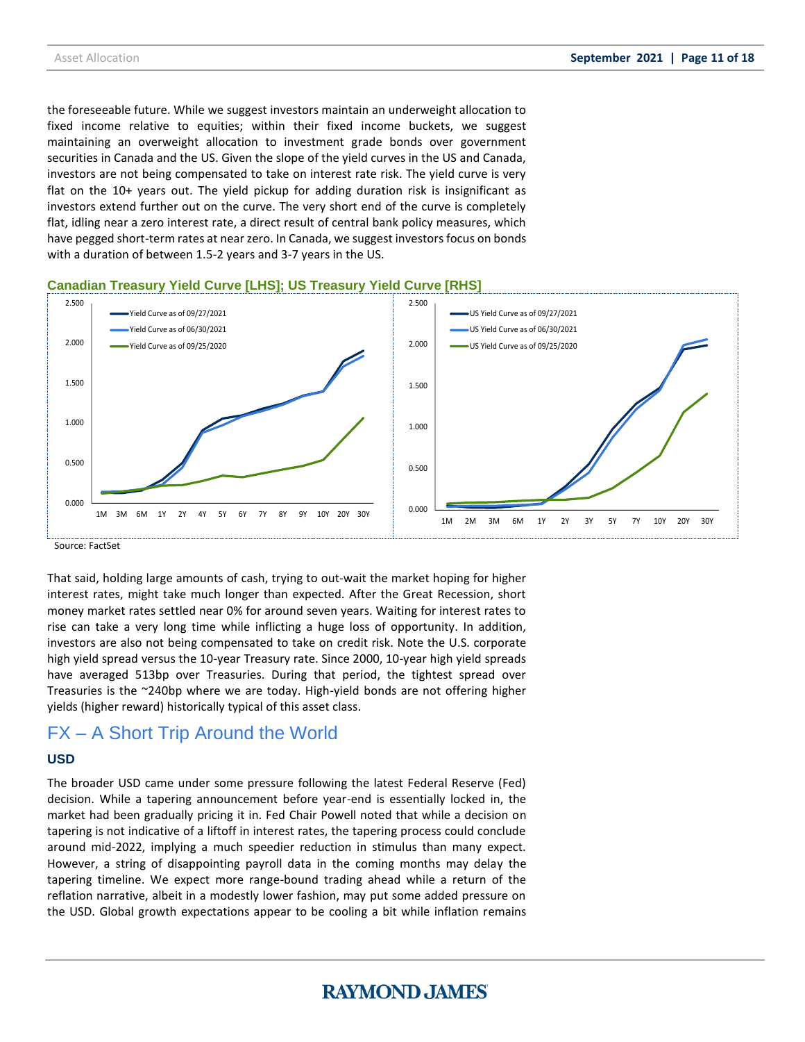the foreseeable future. While we suggest investors maintain an underweight allocation to fixed income relative to equities; within their fixed income buckets, we suggest maintaining an overweight allocation to investment grade bonds over government securities in Canada and the US. Given the slope of the yield curves in the US and Canada, investors are not being compensated to take on interest rate risk. The yield curve is very flat on the 10+ years out. The yield pickup for adding duration risk is insignificant as investors extend further out on the curve. The very short end of the curve is completely flat, idling near a zero interest rate, a direct result of central bank policy measures, which have pegged short-term rates at near zero. In Canada, we suggest investors focus on bonds with a duration of between 1.5-2 years and 3-7 years in the US.

**Canadian Treasury Yield Curve [LHS]; US Treasury Yield Curve [RHS]**

Source: FactSet

That said, holding large amounts of cash, trying to out-wait the market hoping for higher interest rates, might take much longer than expected. After the Great Recession, short money market rates settled near 0% for around seven years. Waiting for interest rates to rise can take a very long time while inflicting a huge loss of opportunity. In addition, investors are also not being compensated to take on credit risk. Note the U.S. corporate high yield spread versus the 10-year Treasury rate. Since 2000, 10-year high yield spreads have averaged 513bp over Treasuries. During that period, the tightest spread over Treasuries is the ~240bp where we are today. High-yield bonds are not offering higher yields (higher reward) historically typical of this asset class.

## FX – A Short Trip Around the World

### USD

The broader USD came under some pressure following the latest Federal Reserve (Fed) decision. While a tapering announcement before year-end is essentially locked in, the market had been gradually pricing it in. Fed Chair Powell noted that while a decision on tapering is not indicative of a liftoff in interest rates, the tapering process could conclude around mid-2022, implying a much speedier reduction in stimulus than many expect. However, a string of disappointing payroll data in the coming months may delay the tapering timeline. We expect more range-bound trading ahead while a return of the reflation narrative, albeit in a modestly lower fashion, may put some added pressure on the USD. Global growth expectations appear to be cooling a bit while inflation remains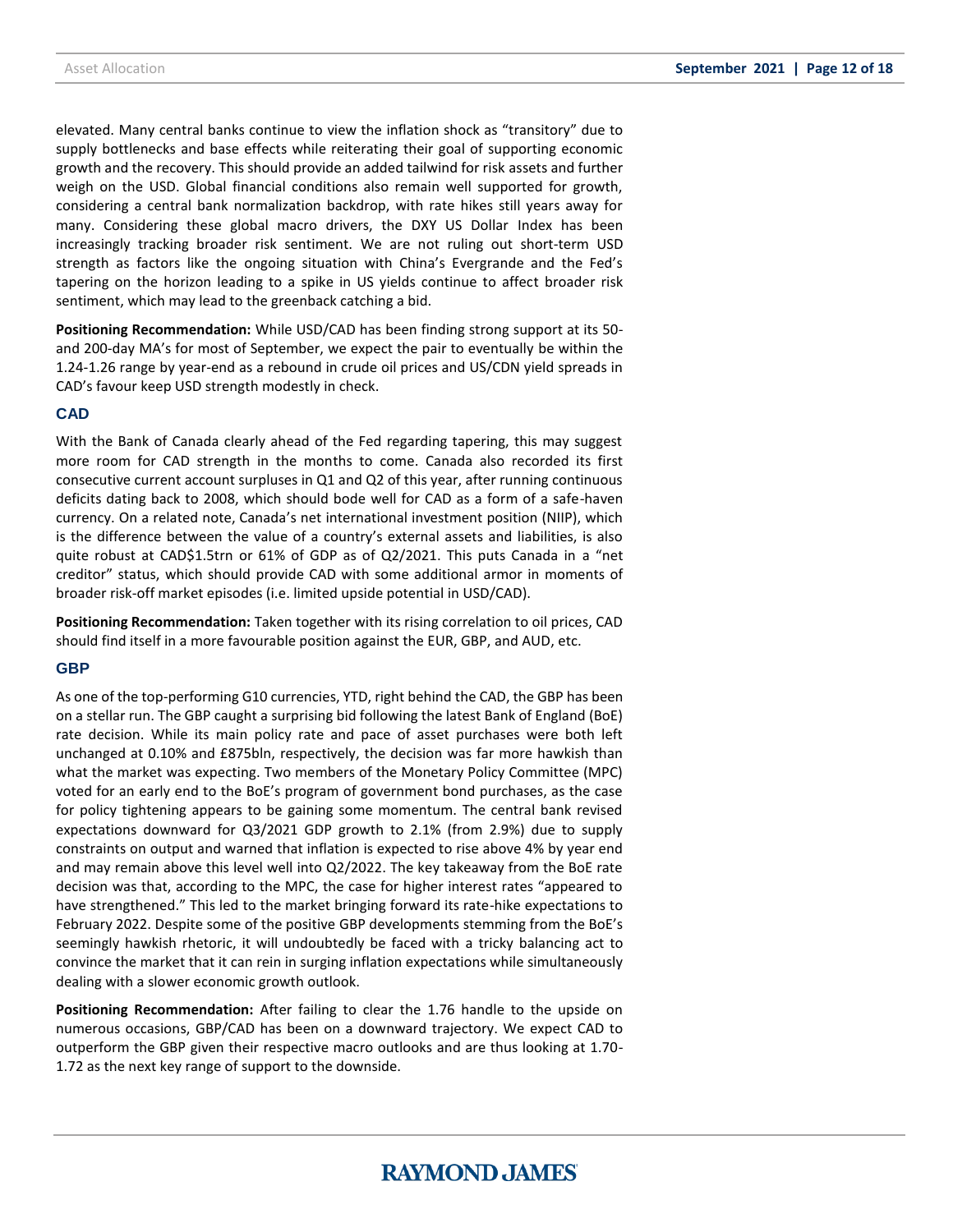elevated. Many central banks continue to view the inflation shock as "transitory" due to supply bottlenecks and base effects while reiterating their goal of supporting economic growth and the recovery. This should provide an added tailwind for risk assets and further weigh on the USD. Global financial conditions also remain well supported for growth, considering a central bank normalization backdrop, with rate hikes still years away for many. Considering these global macro drivers, the DXY US Dollar Index has been increasingly tracking broader risk sentiment. We are not ruling out short-term USD strength as factors like the ongoing situation with China's Evergrande and the Fed's tapering on the horizon leading to a spike in US yields continue to affect broader risk sentiment, which may lead to the greenback catching a bid.

**Positioning Recommendation:** While USD/CAD has been finding strong support at its 50- and 200-day MA's for most of September, we expect the pair to eventually be within the 1.24-1.26 range by year-end as a rebound in crude oil prices and US/CDN yield spreads in CAD's favour keep USD strength modestly in check.

### CAD

With the Bank of Canada clearly ahead of the Fed regarding tapering, this may suggest more room for CAD strength in the months to come. Canada also recorded its first consecutive current account surpluses in Q1 and Q2 of this year, after running continuous deficits dating back to 2008, which should bode well for CAD as a form of a safe-haven currency. On a related note, Canada's net international investment position (NIIP), which is the difference between the value of a country's external assets and liabilities, is also quite robust at CAD$1.5trn or 61% of GDP as of Q2/2021. This puts Canada in a "net creditor" status, which should provide CAD with some additional armor in moments of broader risk-off market episodes (i.e. limited upside potential in USD/CAD).

**Positioning Recommendation:** Taken together with its rising correlation to oil prices, CAD should find itself in a more favourable position against the EUR, GBP, and AUD, etc.

### GBP

As one of the top-performing G10 currencies, YTD, right behind the CAD, the GBP has been on a stellar run. The GBP caught a surprising bid following the latest Bank of England (BoE) rate decision. While its main policy rate and pace of asset purchases were both left unchanged at 0.10% and £875bln, respectively, the decision was far more hawkish than what the market was expecting. Two members of the Monetary Policy Committee (MPC) voted for an early end to the BoE's program of government bond purchases, as the case for policy tightening appears to be gaining some momentum. The central bank revised expectations downward for Q3/2021 GDP growth to 2.1% (from 2.9%) due to supply constraints on output and warned that inflation is expected to rise above 4% by year end and may remain above this level well into Q2/2022. The key takeaway from the BoE rate decision was that, according to the MPC, the case for higher interest rates "appeared to have strengthened." This led to the market bringing forward its rate-hike expectations to February 2022. Despite some of the positive GBP developments stemming from the BoE's seemingly hawkish rhetoric, it will undoubtedly be faced with a tricky balancing act to convince the market that it can rein in surging inflation expectations while simultaneously dealing with a slower economic growth outlook.

**Positioning Recommendation:** After failing to clear the 1.76 handle to the upside on numerous occasions, GBP/CAD has been on a downward trajectory. We expect CAD to outperform the GBP given their respective macro outlooks and are thus looking at 1.70-1.72 as the next key range of support to the downside.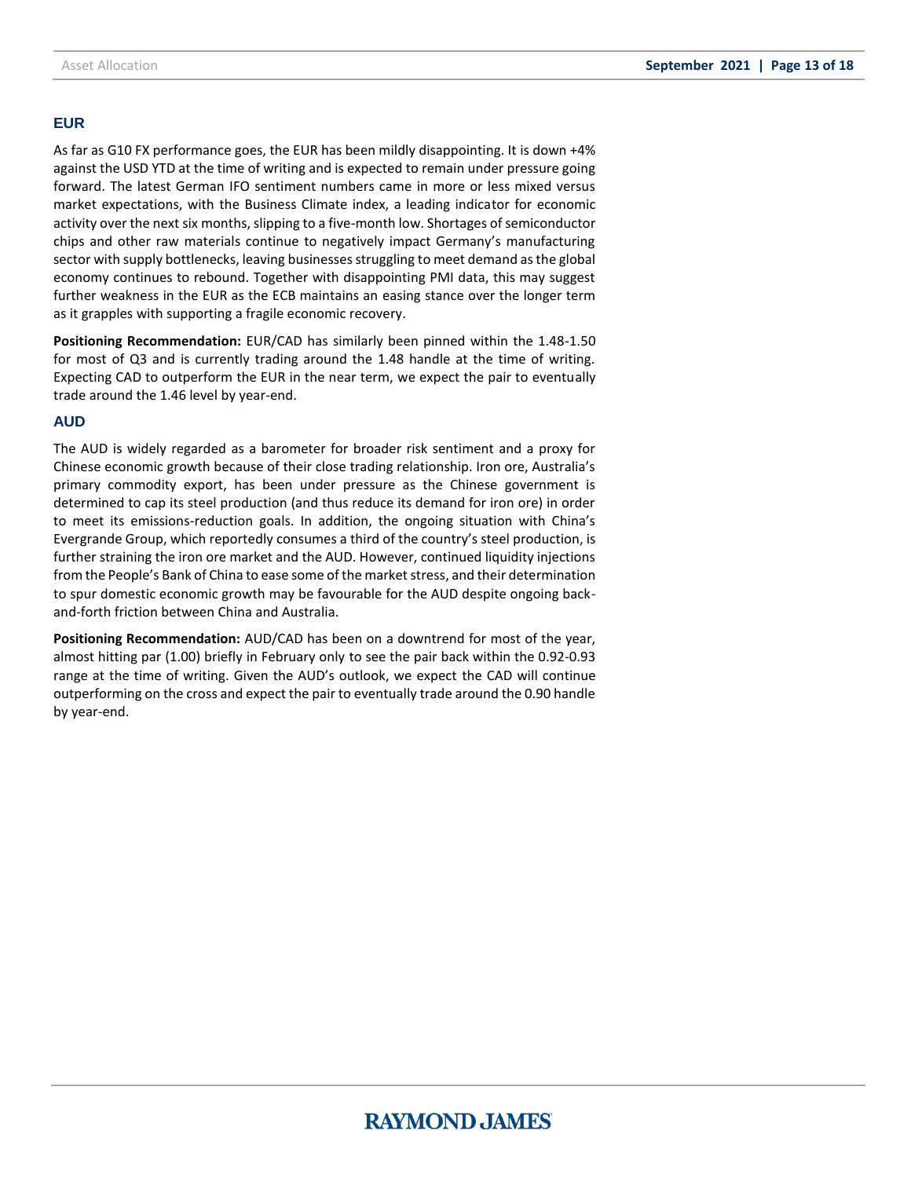## EUR

As far as G10 FX performance goes, the EUR has been mildly disappointing. It is down +4% against the USD YTD at the time of writing and is expected to remain under pressure going forward. The latest German IFO sentiment numbers came in more or less mixed versus market expectations, with the Business Climate index, a leading indicator for economic activity over the next six months, slipping to a five-month low. Shortages of semiconductor chips and other raw materials continue to negatively impact Germany's manufacturing sector with supply bottlenecks, leaving businesses struggling to meet demand as the global economy continues to rebound. Together with disappointing PMI data, this may suggest further weakness in the EUR as the ECB maintains an easing stance over the longer term as it grapples with supporting a fragile economic recovery.

**Positioning Recommendation:** EUR/CAD has similarly been pinned within the 1.48-1.50 for most of Q3 and is currently trading around the 1.48 handle at the time of writing. Expecting CAD to outperform the EUR in the near term, we expect the pair to eventually trade around the 1.46 level by year-end.

## AUD

The AUD is widely regarded as a barometer for broader risk sentiment and a proxy for Chinese economic growth because of their close trading relationship. Iron ore, Australia's primary commodity export, has been under pressure as the Chinese government is determined to cap its steel production (and thus reduce its demand for iron ore) in order to meet its emissions-reduction goals. In addition, the ongoing situation with China's Evergrande Group, which reportedly consumes a third of the country's steel production, is further straining the iron ore market and the AUD. However, continued liquidity injections from the People's Bank of China to ease some of the market stress, and their determination to spur domestic economic growth may be favourable for the AUD despite ongoing back-and-forth friction between China and Australia.

**Positioning Recommendation:** AUD/CAD has been on a downtrend for most of the year, almost hitting par (1.00) briefly in February only to see the pair back within the 0.92-0.93 range at the time of writing. Given the AUD's outlook, we expect the CAD will continue outperforming on the cross and expect the pair to eventually trade around the 0.90 handle by year-end.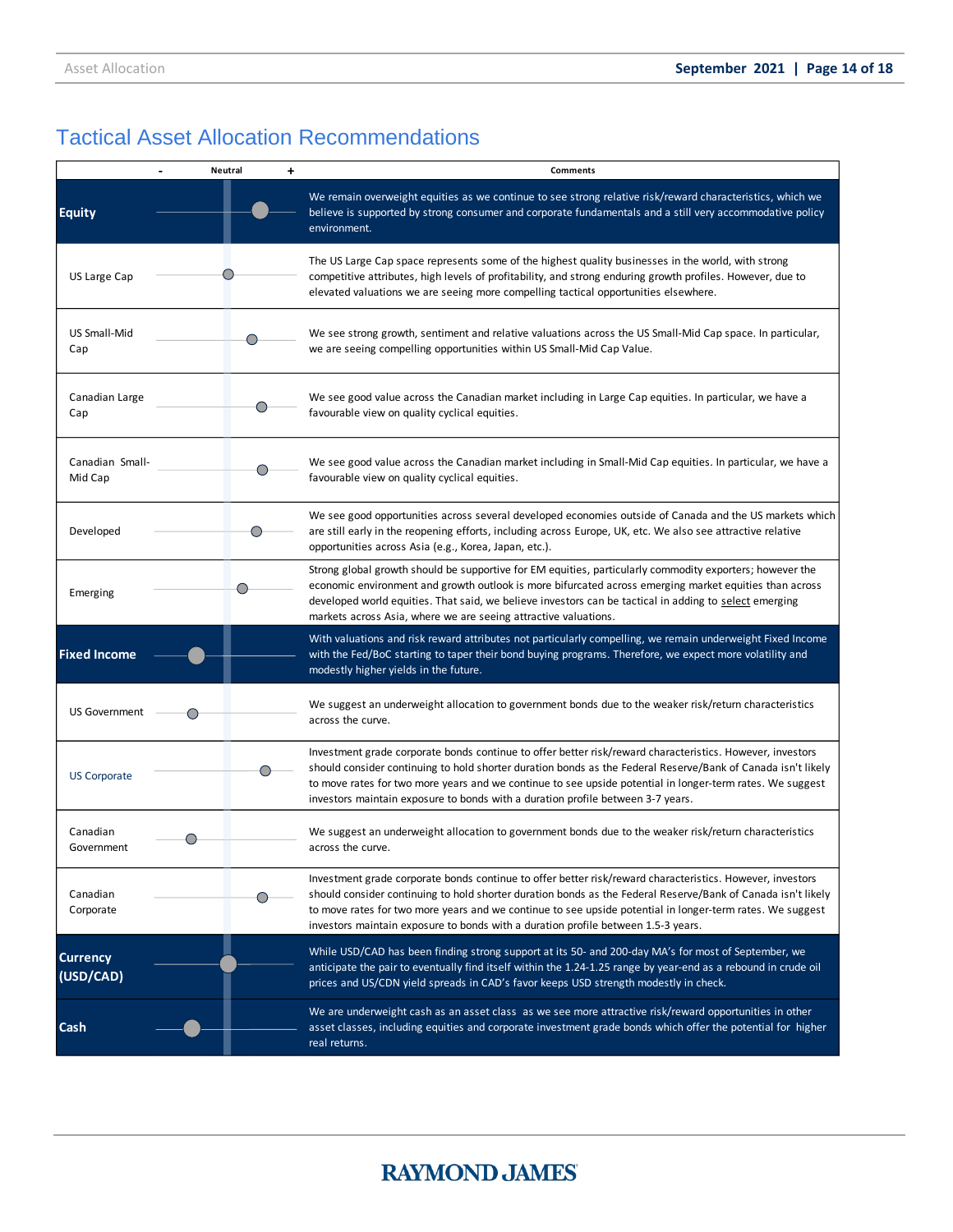## Tactical Asset Allocation Recommendations

| | - Neutral + | Comments |
|---|---|---|
| **Equity** | + (overweight) | We remain overweight equities as we continue to see strong relative risk/reward characteristics, which we believe is supported by strong consumer and corporate fundamentals and a still very accommodative policy environment. |
| US Large Cap | Neutral | The US Large Cap space represents some of the highest quality businesses in the world, with strong competitive attributes, high levels of profitability, and strong enduring growth profiles. However, due to elevated valuations we are seeing more compelling tactical opportunities elsewhere. |
| US Small-Mid Cap | + | We see strong growth, sentiment and relative valuations across the US Small-Mid Cap space. In particular, we are seeing compelling opportunities within US Small-Mid Cap Value. |
| Canadian Large Cap | + | We see good value across the Canadian market including in Large Cap equities. In particular, we have a favourable view on quality cyclical equities. |
| Canadian Small-Mid Cap | + | We see good value across the Canadian market including in Small-Mid Cap equities. In particular, we have a favourable view on quality cyclical equities. |
| Developed | + | We see good opportunities across several developed economies outside of Canada and the US markets which are still early in the reopening efforts, including across Europe, UK, etc. We also see attractive relative opportunities across Asia (e.g., Korea, Japan, etc.). |
| Emerging | + | Strong global growth should be supportive for EM equities, particularly commodity exporters; however the economic environment and growth outlook is more bifurcated across emerging market equities than across developed world equities. That said, we believe investors can be tactical in adding to select emerging markets across Asia, where we are seeing attractive valuations. |
| **Fixed Income** | - (underweight) | With valuations and risk reward attributes not particularly compelling, we remain underweight Fixed Income with the Fed/BoC starting to taper their bond buying programs. Therefore, we expect more volatility and modestly higher yields in the future. |
| US Government | - | We suggest an underweight allocation to government bonds due to the weaker risk/return characteristics across the curve. |
| US Corporate | + | Investment grade corporate bonds continue to offer better risk/reward characteristics. However, investors should consider continuing to hold shorter duration bonds as the Federal Reserve/Bank of Canada isn't likely to move rates for two more years and we continue to see upside potential in longer-term rates. We suggest investors maintain exposure to bonds with a duration profile between 3-7 years. |
| Canadian Government | - | We suggest an underweight allocation to government bonds due to the weaker risk/return characteristics across the curve. |
| Canadian Corporate | + | Investment grade corporate bonds continue to offer better risk/reward characteristics. However, investors should consider continuing to hold shorter duration bonds as the Federal Reserve/Bank of Canada isn't likely to move rates for two more years and we continue to see upside potential in longer-term rates. We suggest investors maintain exposure to bonds with a duration profile between 1.5-3 years. |
| **Currency (USD/CAD)** | Neutral | While USD/CAD has been finding strong support at its 50- and 200-day MA's for most of September, we anticipate the pair to eventually find itself within the 1.24-1.25 range by year-end as a rebound in crude oil prices and US/CDN yield spreads in CAD's favor keeps USD strength modestly in check. |
| **Cash** | - (underweight) | We are underweight cash as an asset class as we see more attractive risk/reward opportunities in other asset classes, including equities and corporate investment grade bonds which offer the potential for higher real returns. |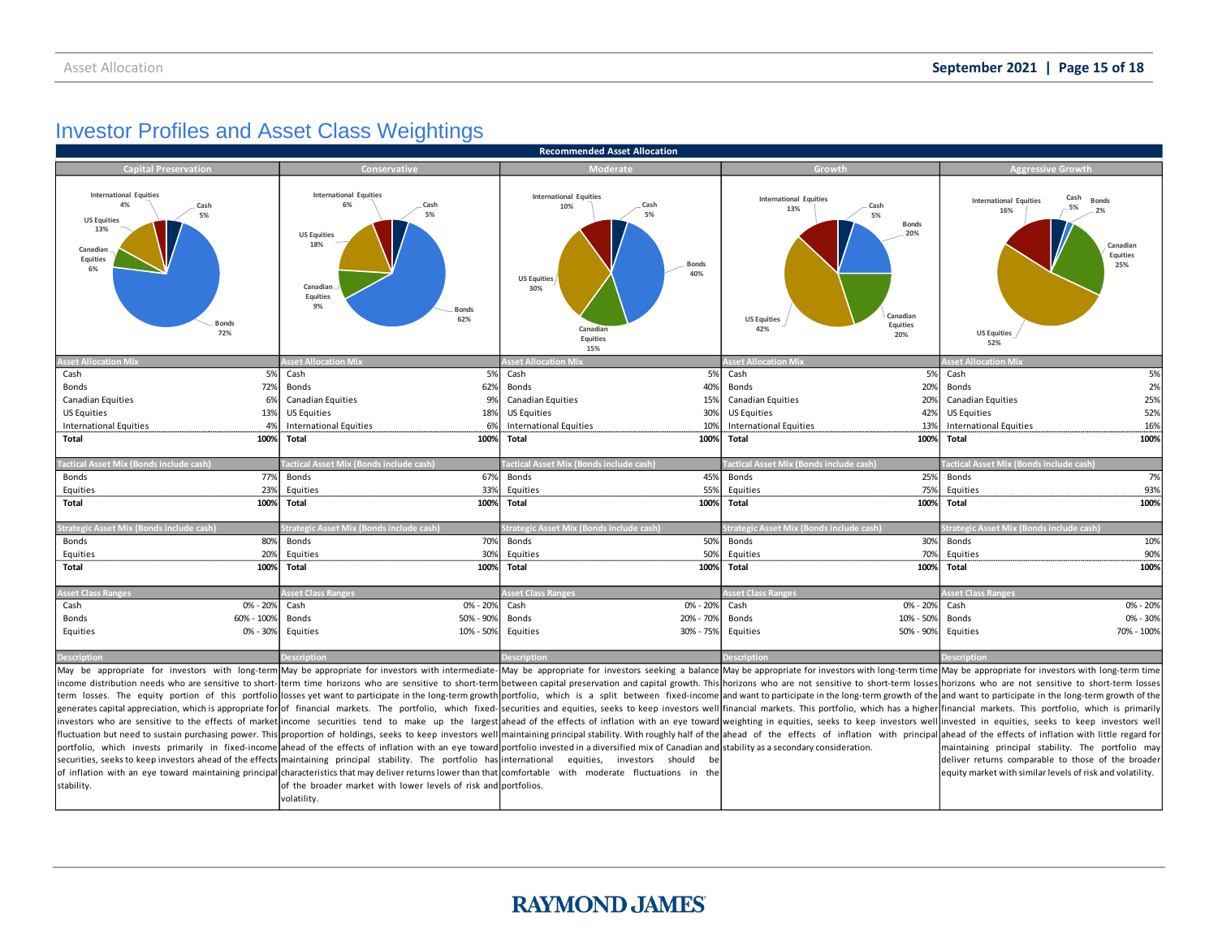# Investor Profiles and Asset Class Weightings

## Recommended Asset Allocation

| | Capital Preservation | Conservative | Moderate | Growth | Aggressive Growth |
|---|---|---|---|---|---|
| **Asset Allocation Mix** | | | | | |
| Cash | 5% | 5% | 5% | 5% | 5% |
| Bonds | 72% | 62% | 40% | 20% | 2% |
| Canadian Equities | 6% | 9% | 15% | 20% | 25% |
| US Equities | 13% | 18% | 30% | 42% | 52% |
| International Equities | 4% | 6% | 10% | 13% | 16% |
| **Total** | **100%** | **100%** | **100%** | **100%** | **100%** |
| **Tactical Asset Mix (Bonds include cash)** | | | | | |
| Bonds | 77% | 67% | 45% | 25% | 7% |
| Equities | 23% | 33% | 55% | 75% | 93% |
| **Total** | **100%** | **100%** | **100%** | **100%** | **100%** |
| **Strategic Asset Mix (Bonds include cash)** | | | | | |
| Bonds | 80% | 70% | 50% | 30% | 10% |
| Equities | 20% | 30% | 50% | 70% | 90% |
| **Total** | **100%** | **100%** | **100%** | **100%** | **100%** |
| **Asset Class Ranges** | | | | | |
| Cash | 0% - 20% | 0% - 20% | 0% - 20% | 0% - 20% | 0% - 20% |
| Bonds | 60% - 100% | 50% - 90% | 20% - 70% | 10% - 50% | 0% - 30% |
| Equities | 0% - 30% | 10% - 50% | 30% - 75% | 50% - 90% | 70% - 100% |

### Description

**Capital Preservation:** May be appropriate for investors with long-term income distribution needs who are sensitive to short-term losses. The equity portion of this portfolio generates capital appreciation, which is appropriate for investors who are sensitive to the effects of market fluctuation but need to sustain purchasing power. This portfolio, which invests primarily in fixed-income securities, seeks to keep investors ahead of the effects of inflation with an eye toward maintaining principal stability.

**Conservative:** May be appropriate for investors with intermediate-term time horizons who are sensitive to short-term losses yet want to participate in the long-term growth of financial markets. The portfolio, which fixed-income securities tend to make up the largest proportion of holdings, seeks to keep investors well ahead of the effects of inflation with an eye toward maintaining principal stability. The portfolio has characteristics that may deliver returns lower than that of the broader market with lower levels of risk and volatility.

**Moderate:** May be appropriate for investors seeking a balance between capital preservation and capital growth. This portfolio, which is a split between fixed-income securities and equities, seeks to keep investors well ahead of the effects of inflation with an eye toward maintaining principal stability. With roughly half of the portfolio invested in a diversified mix of Canadian and international equities, investors should be comfortable with moderate fluctuations in the portfolios.

**Growth:** May be appropriate for investors with long-term time horizons who are not sensitive to short-term losses and want to participate in the long-term growth of the financial markets. This portfolio, which has a higher weighting in equities, seeks to keep investors well ahead of the effects of inflation with principal stability as a secondary consideration.

**Aggressive Growth:** May be appropriate for investors with long-term time horizons who are not sensitive to short-term losses and want to participate in the long-term growth of the financial markets. This portfolio, which is primarily invested in equities, seeks to keep investors well ahead of the effects of inflation with little regard for maintaining principal stability. The portfolio may deliver returns comparable to those of the broader equity market with similar levels of risk and volatility.

RAYMOND JAMES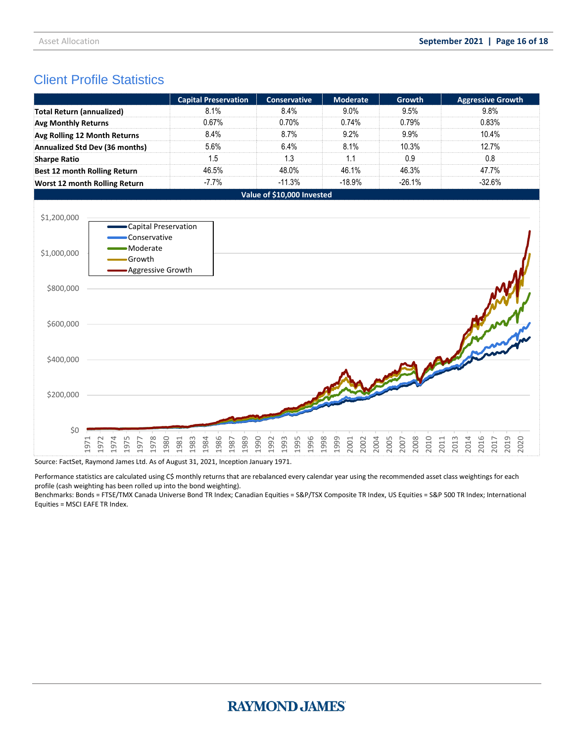## Client Profile Statistics

| | Capital Preservation | Conservative | Moderate | Growth | Aggressive Growth |
|---|---|---|---|---|---|
| **Total Return (annualized)** | 8.1% | 8.4% | 9.0% | 9.5% | 9.8% |
| **Avg Monthly Returns** | 0.67% | 0.70% | 0.74% | 0.79% | 0.83% |
| **Avg Rolling 12 Month Returns** | 8.4% | 8.7% | 9.2% | 9.9% | 10.4% |
| **Annualized Std Dev (36 months)** | 5.6% | 6.4% | 8.1% | 10.3% | 12.7% |
| **Sharpe Ratio** | 1.5 | 1.3 | 1.1 | 0.9 | 0.8 |
| **Best 12 month Rolling Return** | 46.5% | 48.0% | 46.1% | 46.3% | 47.7% |
| **Worst 12 month Rolling Return** | -7.7% | -11.3% | -18.9% | -26.1% | -32.6% |

**Value of $10,000 Invested**

Source: FactSet, Raymond James Ltd. As of August 31, 2021, Inception January 1971.

Performance statistics are calculated using C$ monthly returns that are rebalanced every calendar year using the recommended asset class weightings for each profile (cash weighting has been rolled up into the bond weighting).
Benchmarks: Bonds = FTSE/TMX Canada Universe Bond TR Index; Canadian Equities = S&P/TSX Composite TR Index, US Equities = S&P 500 TR Index; International Equities = MSCI EAFE TR Index.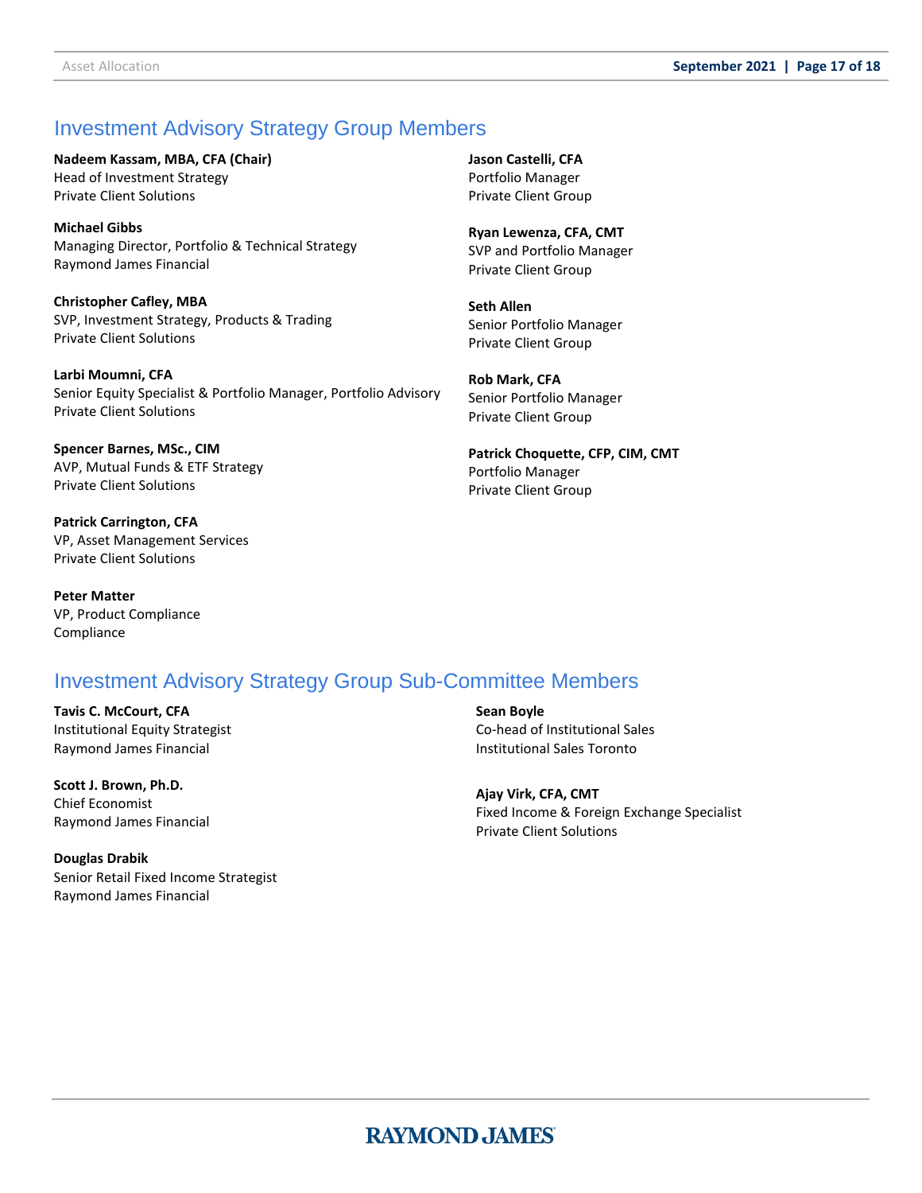## Investment Advisory Strategy Group Members

**Nadeem Kassam, MBA, CFA (Chair)**
Head of Investment Strategy
Private Client Solutions

**Michael Gibbs**
Managing Director, Portfolio & Technical Strategy
Raymond James Financial

**Christopher Cafley, MBA**
SVP, Investment Strategy, Products & Trading
Private Client Solutions

**Larbi Moumni, CFA**
Senior Equity Specialist & Portfolio Manager, Portfolio Advisory
Private Client Solutions

**Spencer Barnes, MSc., CIM**
AVP, Mutual Funds & ETF Strategy
Private Client Solutions

**Patrick Carrington, CFA**
VP, Asset Management Services
Private Client Solutions

**Peter Matter**
VP, Product Compliance
Compliance

**Jason Castelli, CFA**
Portfolio Manager
Private Client Group

**Ryan Lewenza, CFA, CMT**
SVP and Portfolio Manager
Private Client Group

**Seth Allen**
Senior Portfolio Manager
Private Client Group

**Rob Mark, CFA**
Senior Portfolio Manager
Private Client Group

**Patrick Choquette, CFP, CIM, CMT**
Portfolio Manager
Private Client Group

## Investment Advisory Strategy Group Sub-Committee Members

**Tavis C. McCourt, CFA**
Institutional Equity Strategist
Raymond James Financial

**Scott J. Brown, Ph.D.**
Chief Economist
Raymond James Financial

**Douglas Drabik**
Senior Retail Fixed Income Strategist
Raymond James Financial

**Sean Boyle**
Co-head of Institutional Sales
Institutional Sales Toronto

**Ajay Virk, CFA, CMT**
Fixed Income & Foreign Exchange Specialist
Private Client Solutions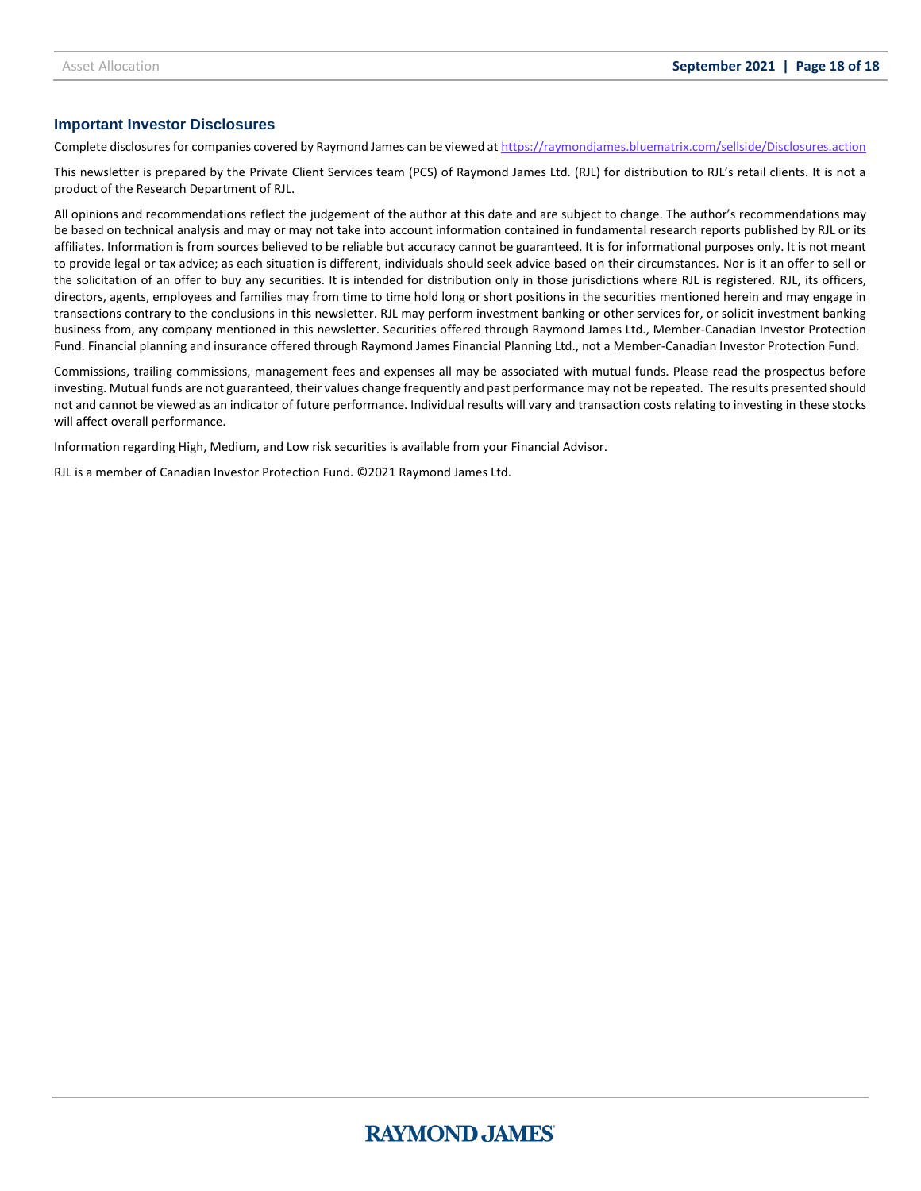## Important Investor Disclosures

Complete disclosures for companies covered by Raymond James can be viewed at https://raymondjames.bluematrix.com/sellside/Disclosures.action

This newsletter is prepared by the Private Client Services team (PCS) of Raymond James Ltd. (RJL) for distribution to RJL's retail clients. It is not a product of the Research Department of RJL.

All opinions and recommendations reflect the judgement of the author at this date and are subject to change. The author's recommendations may be based on technical analysis and may or may not take into account information contained in fundamental research reports published by RJL or its affiliates. Information is from sources believed to be reliable but accuracy cannot be guaranteed. It is for informational purposes only. It is not meant to provide legal or tax advice; as each situation is different, individuals should seek advice based on their circumstances. Nor is it an offer to sell or the solicitation of an offer to buy any securities. It is intended for distribution only in those jurisdictions where RJL is registered. RJL, its officers, directors, agents, employees and families may from time to time hold long or short positions in the securities mentioned herein and may engage in transactions contrary to the conclusions in this newsletter. RJL may perform investment banking or other services for, or solicit investment banking business from, any company mentioned in this newsletter. Securities offered through Raymond James Ltd., Member-Canadian Investor Protection Fund. Financial planning and insurance offered through Raymond James Financial Planning Ltd., not a Member-Canadian Investor Protection Fund.

Commissions, trailing commissions, management fees and expenses all may be associated with mutual funds. Please read the prospectus before investing. Mutual funds are not guaranteed, their values change frequently and past performance may not be repeated. The results presented should not and cannot be viewed as an indicator of future performance. Individual results will vary and transaction costs relating to investing in these stocks will affect overall performance.

Information regarding High, Medium, and Low risk securities is available from your Financial Advisor.

RJL is a member of Canadian Investor Protection Fund. ©2021 Raymond James Ltd.